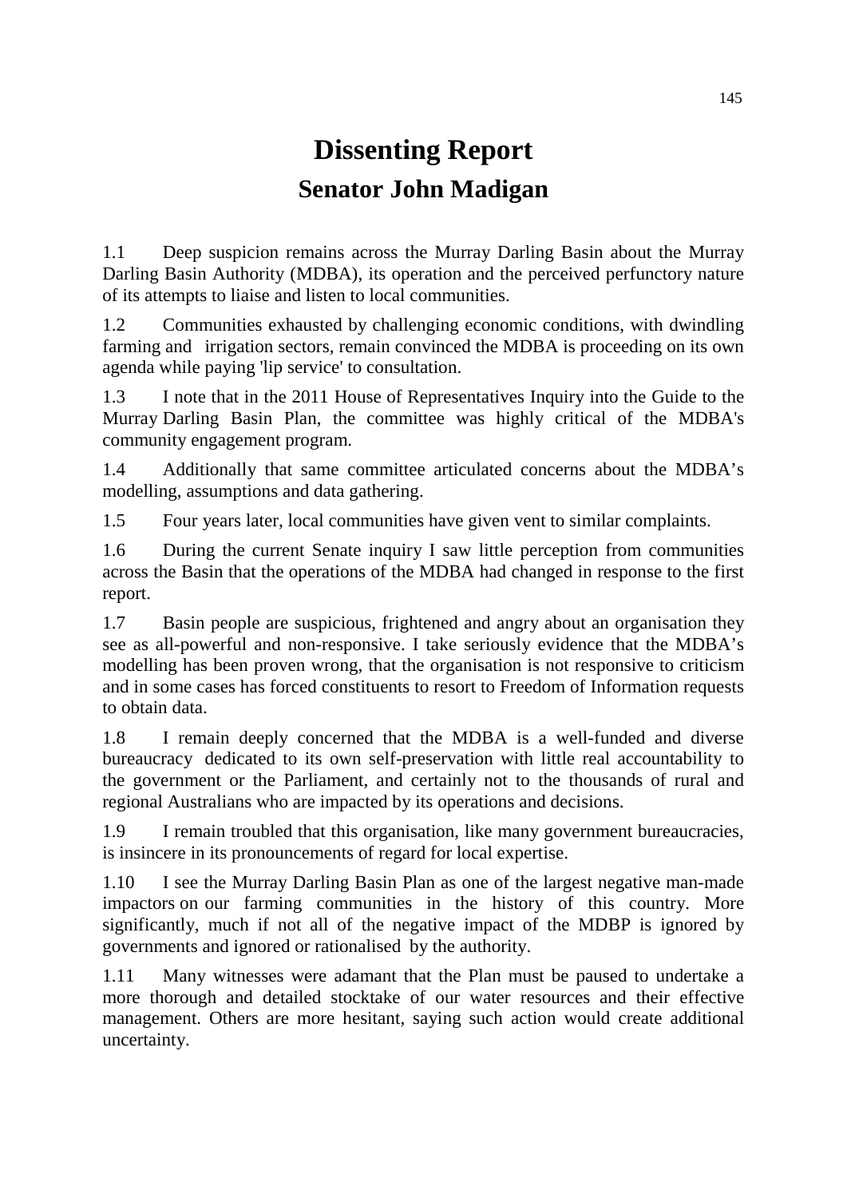# Dissenting Report

## Senator John Madigan

1.1 Deep suspicion remains across the Murray Darling Basin about the Murray Darling Basin Authority (MDBA), its operation and the perceived perfunctory nature of its attempts to liaise and listen to local communities.

1.2 Communities exhausted by challenging economic conditions, with dwindling farming and irrigation sectors, remain convinced the MDBA is proceeding on its own agenda while paying 'lip service' to consultation.

1.3 I note that in the 2011 House of Representatives Inquiry into the Guide to the Murray Darling Basin Plan, the committee was highly critical of the MDBA's community engagement program.

1.4 Additionally that same committee articulated concerns about the MDBA's modelling, assumptions and data gathering.

1.5 Four years later, local communities have given vent to similar complaints.

1.6 During the current Senate inquiry I saw little perception from communities across the Basin that the operations of the MDBA had changed in response to the first report.

1.7 Basin people are suspicious, frightened and angry about an organisation they see as all-powerful and non-responsive. I take seriously evidence that the MDBA's modelling has been proven wrong, that the organisation is not responsive to criticism and in some cases has forced constituents to resort to Freedom of Information requests to obtain data.

1.8 I remain deeply concerned that the MDBA is a well-funded and diverse bureaucracy dedicated to its own self-preservation with little real accountability to the government or the Parliament, and certainly not to the thousands of rural and regional Australians who are impacted by its operations and decisions.

1.9 I remain troubled that this organisation, like many government bureaucracies, is insincere in its pronouncements of regard for local expertise.

1.10 I see the Murray Darling Basin Plan as one of the largest negative man-made impactors on our farming communities in the history of this country. More significantly, much if not all of the negative impact of the MDBP is ignored by governments and ignored or rationalised by the authority.

1.11 Many witnesses were adamant that the Plan must be paused to undertake a more thorough and detailed stocktake of our water resources and their effective management. Others are more hesitant, saying such action would create additional uncertainty.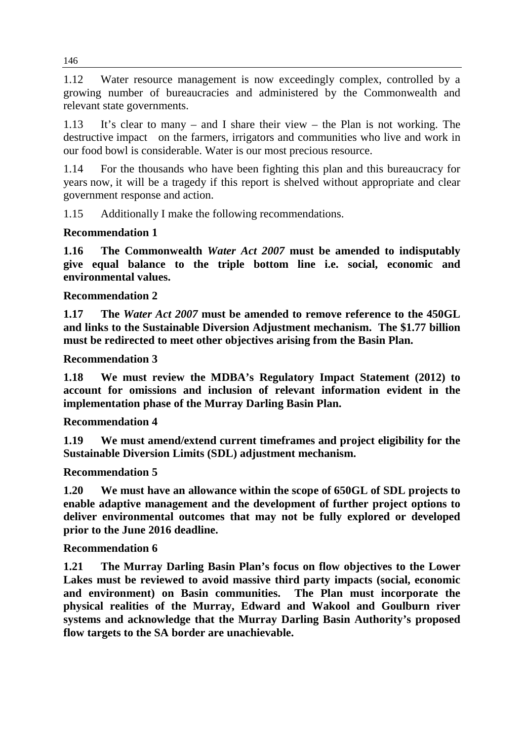1.12 Water resource management is now exceedingly complex, controlled by a growing number of bureaucracies and administered by the Commonwealth and relevant state governments.

1.13 It's clear to many – and I share their view – the Plan is not working. The destructive impact on the farmers, irrigators and communities who live and work in our food bowl is considerable. Water is our most precious resource.

1.14 For the thousands who have been fighting this plan and this bureaucracy for years now, it will be a tragedy if this report is shelved without appropriate and clear government response and action.

1.15 Additionally I make the following recommendations.

**Recommendation 1**

**1.16 The Commonwealth *Water Act 2007* must be amended to indisputably give equal balance to the triple bottom line i.e. social, economic and environmental values.**

**Recommendation 2**

**1.17 The *Water Act 2007* must be amended to remove reference to the 450GL and links to the Sustainable Diversion Adjustment mechanism. The $1.77 billion must be redirected to meet other objectives arising from the Basin Plan.**

**Recommendation 3**

**1.18 We must review the MDBA's Regulatory Impact Statement (2012) to account for omissions and inclusion of relevant information evident in the implementation phase of the Murray Darling Basin Plan.**

**Recommendation 4**

**1.19 We must amend/extend current timeframes and project eligibility for the Sustainable Diversion Limits (SDL) adjustment mechanism.**

**Recommendation 5**

**1.20 We must have an allowance within the scope of 650GL of SDL projects to enable adaptive management and the development of further project options to deliver environmental outcomes that may not be fully explored or developed prior to the June 2016 deadline.**

**Recommendation 6**

**1.21 The Murray Darling Basin Plan's focus on flow objectives to the Lower Lakes must be reviewed to avoid massive third party impacts (social, economic and environment) on Basin communities. The Plan must incorporate the physical realities of the Murray, Edward and Wakool and Goulburn river systems and acknowledge that the Murray Darling Basin Authority's proposed flow targets to the SA border are unachievable.**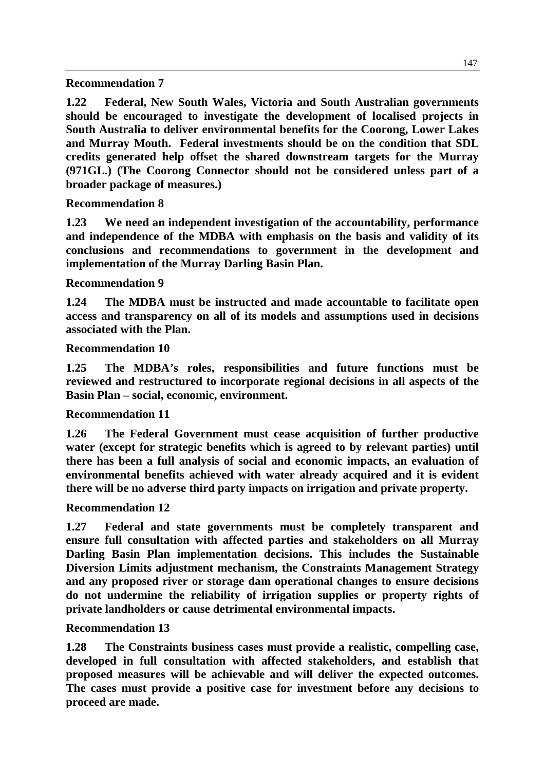**Recommendation 7**

**1.22 Federal, New South Wales, Victoria and South Australian governments should be encouraged to investigate the development of localised projects in South Australia to deliver environmental benefits for the Coorong, Lower Lakes and Murray Mouth. Federal investments should be on the condition that SDL credits generated help offset the shared downstream targets for the Murray (971GL.) (The Coorong Connector should not be considered unless part of a broader package of measures.)**

**Recommendation 8**

**1.23 We need an independent investigation of the accountability, performance and independence of the MDBA with emphasis on the basis and validity of its conclusions and recommendations to government in the development and implementation of the Murray Darling Basin Plan.**

**Recommendation 9**

**1.24 The MDBA must be instructed and made accountable to facilitate open access and transparency on all of its models and assumptions used in decisions associated with the Plan.**

**Recommendation 10**

**1.25 The MDBA's roles, responsibilities and future functions must be reviewed and restructured to incorporate regional decisions in all aspects of the Basin Plan – social, economic, environment.**

**Recommendation 11**

**1.26 The Federal Government must cease acquisition of further productive water (except for strategic benefits which is agreed to by relevant parties) until there has been a full analysis of social and economic impacts, an evaluation of environmental benefits achieved with water already acquired and it is evident there will be no adverse third party impacts on irrigation and private property.**

**Recommendation 12**

**1.27 Federal and state governments must be completely transparent and ensure full consultation with affected parties and stakeholders on all Murray Darling Basin Plan implementation decisions. This includes the Sustainable Diversion Limits adjustment mechanism, the Constraints Management Strategy and any proposed river or storage dam operational changes to ensure decisions do not undermine the reliability of irrigation supplies or property rights of private landholders or cause detrimental environmental impacts.**

**Recommendation 13**

**1.28 The Constraints business cases must provide a realistic, compelling case, developed in full consultation with affected stakeholders, and establish that proposed measures will be achievable and will deliver the expected outcomes. The cases must provide a positive case for investment before any decisions to proceed are made.**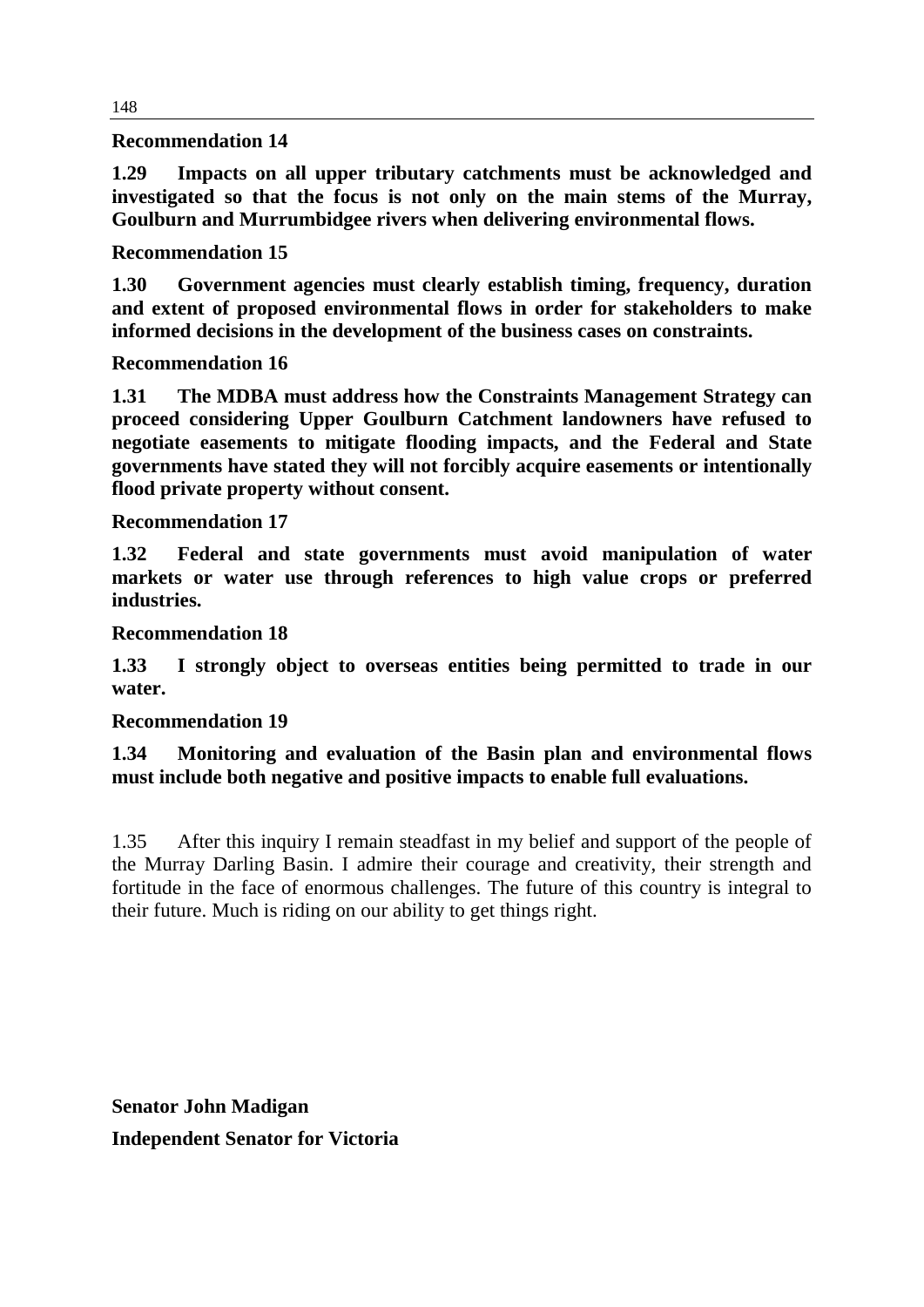**Recommendation 14**

**1.29 Impacts on all upper tributary catchments must be acknowledged and investigated so that the focus is not only on the main stems of the Murray, Goulburn and Murrumbidgee rivers when delivering environmental flows.**

**Recommendation 15**

**1.30 Government agencies must clearly establish timing, frequency, duration and extent of proposed environmental flows in order for stakeholders to make informed decisions in the development of the business cases on constraints.**

**Recommendation 16**

**1.31 The MDBA must address how the Constraints Management Strategy can proceed considering Upper Goulburn Catchment landowners have refused to negotiate easements to mitigate flooding impacts, and the Federal and State governments have stated they will not forcibly acquire easements or intentionally flood private property without consent.**

**Recommendation 17**

**1.32 Federal and state governments must avoid manipulation of water markets or water use through references to high value crops or preferred industries.**

**Recommendation 18**

**1.33 I strongly object to overseas entities being permitted to trade in our water.**

**Recommendation 19**

**1.34 Monitoring and evaluation of the Basin plan and environmental flows must include both negative and positive impacts to enable full evaluations.**

1.35 After this inquiry I remain steadfast in my belief and support of the people of the Murray Darling Basin. I admire their courage and creativity, their strength and fortitude in the face of enormous challenges. The future of this country is integral to their future. Much is riding on our ability to get things right.

**Senator John Madigan**

**Independent Senator for Victoria**